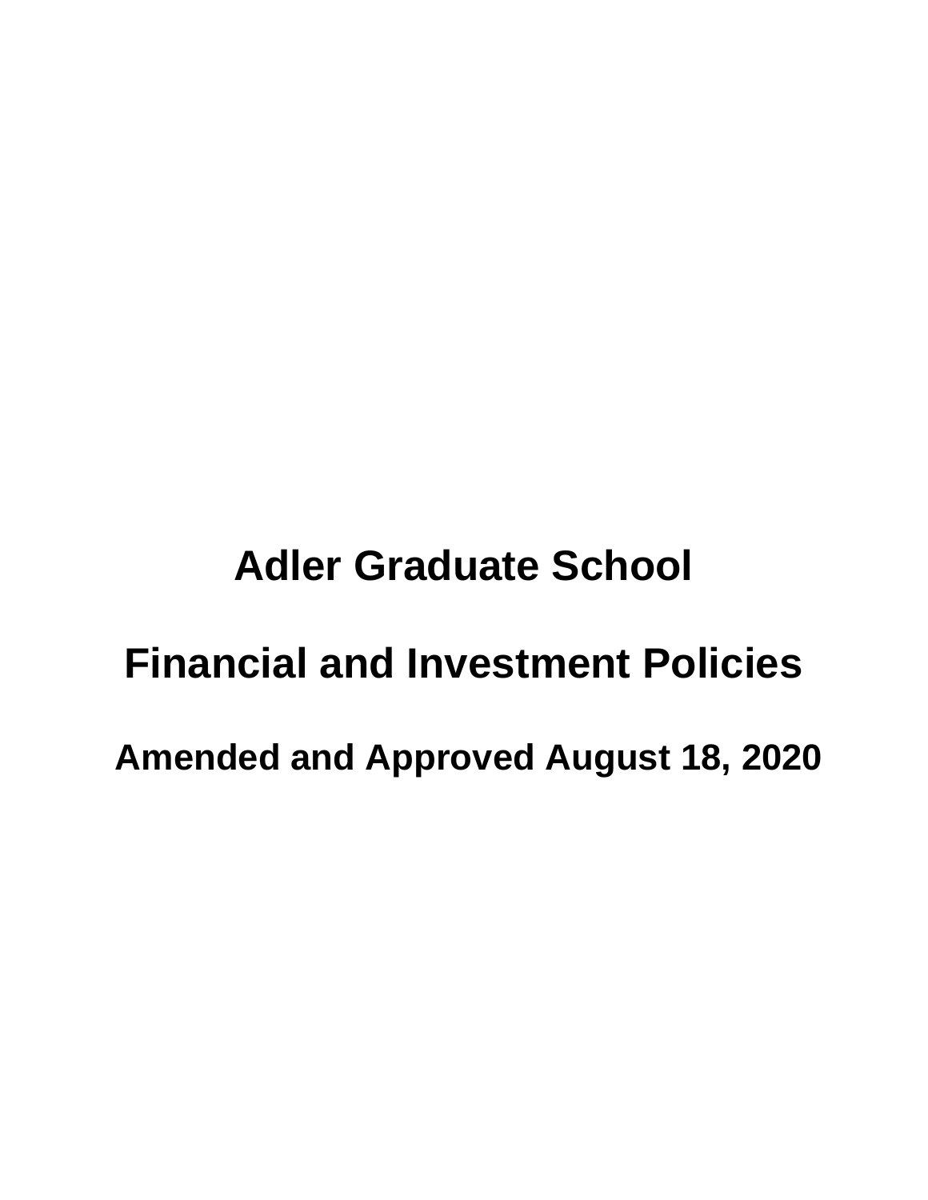# Adler Graduate School

# Financial and Investment Policies

## Amended and Approved August 18, 2020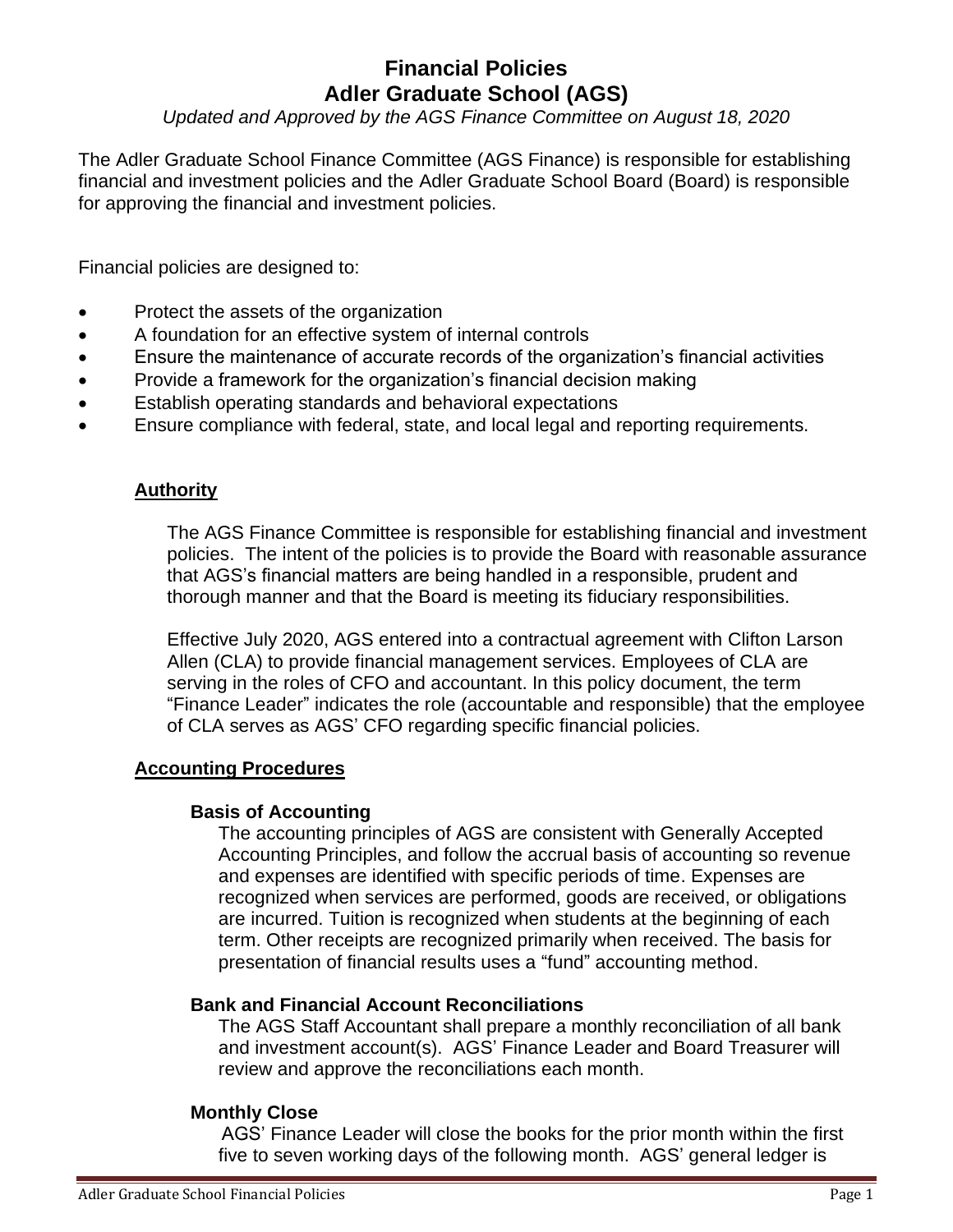# Financial Policies
# Adler Graduate School (AGS)

*Updated and Approved by the AGS Finance Committee on August 18, 2020*

The Adler Graduate School Finance Committee (AGS Finance) is responsible for establishing financial and investment policies and the Adler Graduate School Board (Board) is responsible for approving the financial and investment policies.

Financial policies are designed to:

- Protect the assets of the organization
- A foundation for an effective system of internal controls
- Ensure the maintenance of accurate records of the organization's financial activities
- Provide a framework for the organization's financial decision making
- Establish operating standards and behavioral expectations
- Ensure compliance with federal, state, and local legal and reporting requirements.

## Authority

The AGS Finance Committee is responsible for establishing financial and investment policies. The intent of the policies is to provide the Board with reasonable assurance that AGS's financial matters are being handled in a responsible, prudent and thorough manner and that the Board is meeting its fiduciary responsibilities.

Effective July 2020, AGS entered into a contractual agreement with Clifton Larson Allen (CLA) to provide financial management services. Employees of CLA are serving in the roles of CFO and accountant. In this policy document, the term "Finance Leader" indicates the role (accountable and responsible) that the employee of CLA serves as AGS' CFO regarding specific financial policies.

## Accounting Procedures

### Basis of Accounting

The accounting principles of AGS are consistent with Generally Accepted Accounting Principles, and follow the accrual basis of accounting so revenue and expenses are identified with specific periods of time. Expenses are recognized when services are performed, goods are received, or obligations are incurred. Tuition is recognized when students at the beginning of each term. Other receipts are recognized primarily when received. The basis for presentation of financial results uses a "fund" accounting method.

### Bank and Financial Account Reconciliations

The AGS Staff Accountant shall prepare a monthly reconciliation of all bank and investment account(s). AGS' Finance Leader and Board Treasurer will review and approve the reconciliations each month.

### Monthly Close

AGS' Finance Leader will close the books for the prior month within the first five to seven working days of the following month. AGS' general ledger is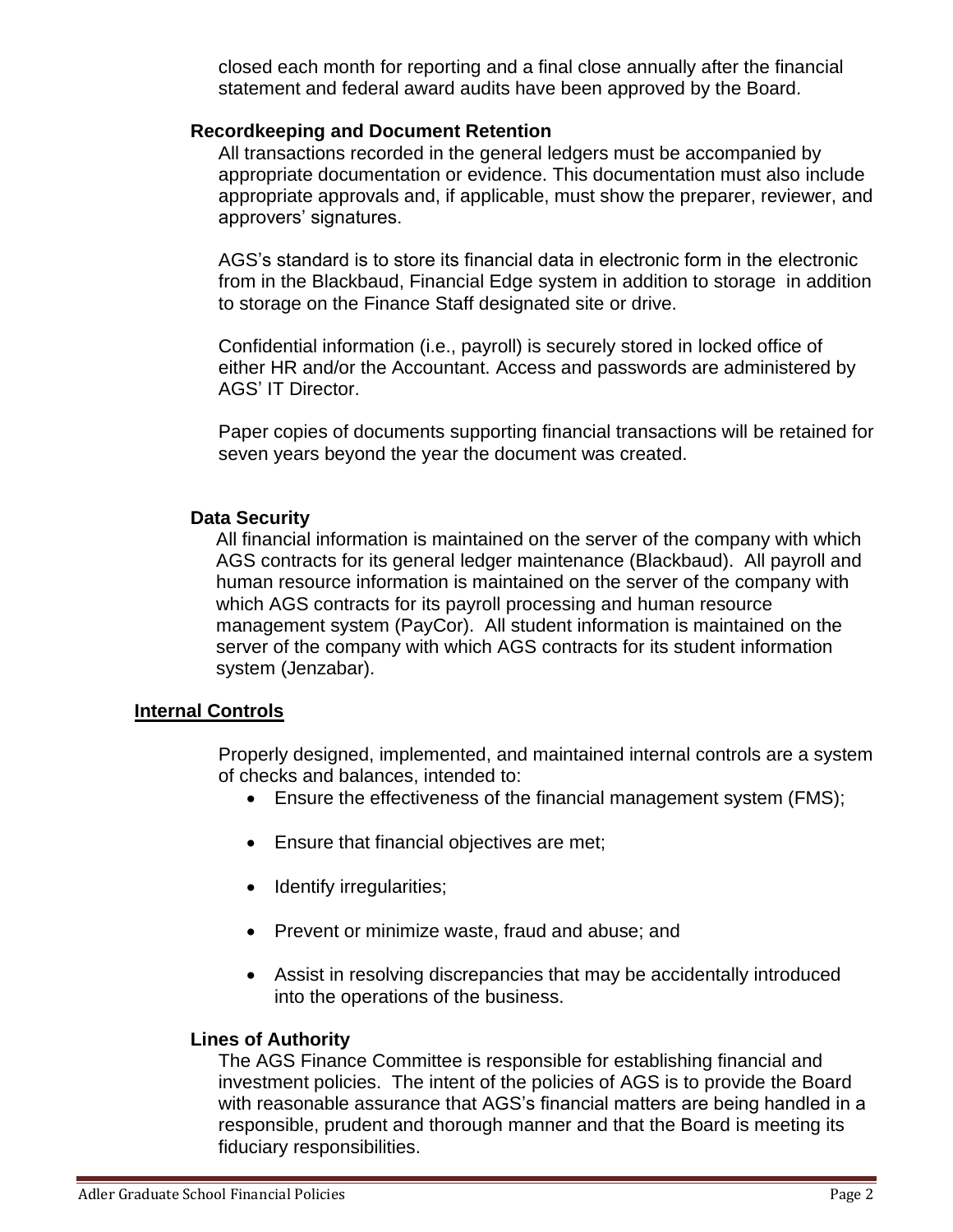closed each month for reporting and a final close annually after the financial statement and federal award audits have been approved by the Board.

### Recordkeeping and Document Retention

All transactions recorded in the general ledgers must be accompanied by appropriate documentation or evidence. This documentation must also include appropriate approvals and, if applicable, must show the preparer, reviewer, and approvers' signatures.

AGS's standard is to store its financial data in electronic form in the electronic from in the Blackbaud, Financial Edge system in addition to storage in addition to storage on the Finance Staff designated site or drive.

Confidential information (i.e., payroll) is securely stored in locked office of either HR and/or the Accountant. Access and passwords are administered by AGS' IT Director.

Paper copies of documents supporting financial transactions will be retained for seven years beyond the year the document was created.

### Data Security

All financial information is maintained on the server of the company with which AGS contracts for its general ledger maintenance (Blackbaud). All payroll and human resource information is maintained on the server of the company with which AGS contracts for its payroll processing and human resource management system (PayCor). All student information is maintained on the server of the company with which AGS contracts for its student information system (Jenzabar).

## Internal Controls

Properly designed, implemented, and maintained internal controls are a system of checks and balances, intended to:

- Ensure the effectiveness of the financial management system (FMS);
- Ensure that financial objectives are met;
- Identify irregularities;
- Prevent or minimize waste, fraud and abuse; and
- Assist in resolving discrepancies that may be accidentally introduced into the operations of the business.

### Lines of Authority

The AGS Finance Committee is responsible for establishing financial and investment policies. The intent of the policies of AGS is to provide the Board with reasonable assurance that AGS's financial matters are being handled in a responsible, prudent and thorough manner and that the Board is meeting its fiduciary responsibilities.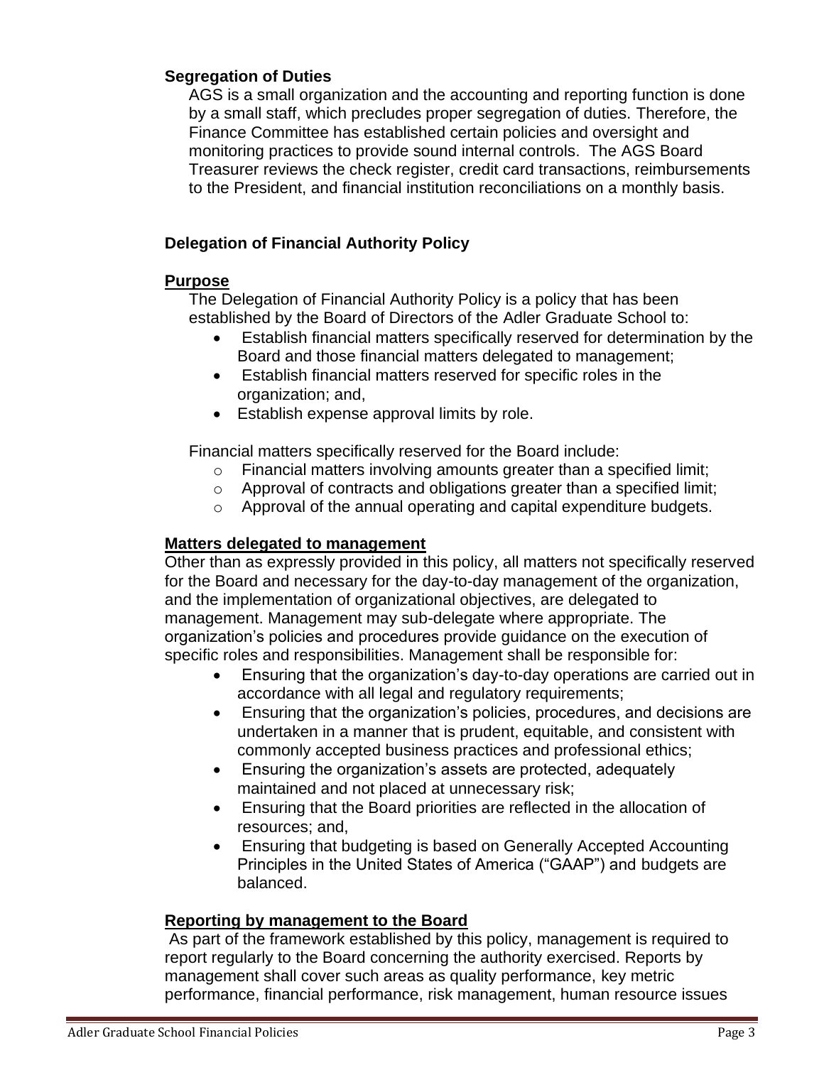### Segregation of Duties

AGS is a small organization and the accounting and reporting function is done by a small staff, which precludes proper segregation of duties. Therefore, the Finance Committee has established certain policies and oversight and monitoring practices to provide sound internal controls. The AGS Board Treasurer reviews the check register, credit card transactions, reimbursements to the President, and financial institution reconciliations on a monthly basis.

### Delegation of Financial Authority Policy

#### Purpose

The Delegation of Financial Authority Policy is a policy that has been established by the Board of Directors of the Adler Graduate School to:

- Establish financial matters specifically reserved for determination by the Board and those financial matters delegated to management;
- Establish financial matters reserved for specific roles in the organization; and,
- Establish expense approval limits by role.

Financial matters specifically reserved for the Board include:

- Financial matters involving amounts greater than a specified limit;
- Approval of contracts and obligations greater than a specified limit;
- Approval of the annual operating and capital expenditure budgets.

#### Matters delegated to management

Other than as expressly provided in this policy, all matters not specifically reserved for the Board and necessary for the day-to-day management of the organization, and the implementation of organizational objectives, are delegated to management. Management may sub-delegate where appropriate. The organization's policies and procedures provide guidance on the execution of specific roles and responsibilities. Management shall be responsible for:

- Ensuring that the organization's day-to-day operations are carried out in accordance with all legal and regulatory requirements;
- Ensuring that the organization's policies, procedures, and decisions are undertaken in a manner that is prudent, equitable, and consistent with commonly accepted business practices and professional ethics;
- Ensuring the organization's assets are protected, adequately maintained and not placed at unnecessary risk;
- Ensuring that the Board priorities are reflected in the allocation of resources; and,
- Ensuring that budgeting is based on Generally Accepted Accounting Principles in the United States of America ("GAAP") and budgets are balanced.

#### Reporting by management to the Board

As part of the framework established by this policy, management is required to report regularly to the Board concerning the authority exercised. Reports by management shall cover such areas as quality performance, key metric performance, financial performance, risk management, human resource issues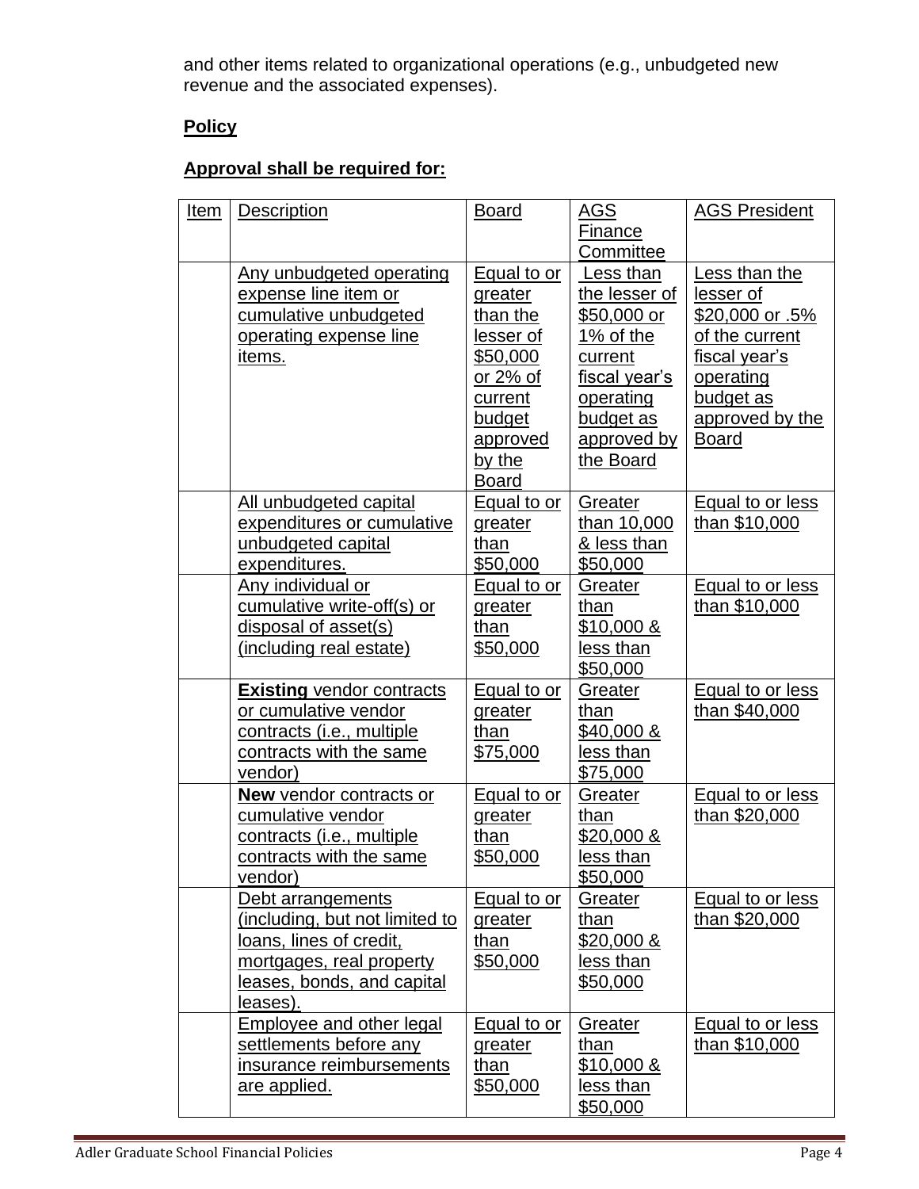and other items related to organizational operations (e.g., unbudgeted new revenue and the associated expenses).

**Policy**

**Approval shall be required for:**

| Item | Description | Board | AGS Finance Committee | AGS President |
|---|---|---|---|---|
| | Any unbudgeted operating expense line item or cumulative unbudgeted operating expense line items. | Equal to or greater than the lesser of $50,000 or 2% of current budget approved by the Board | Less than the lesser of $50,000 or 1% of the current fiscal year's operating budget as approved by the Board | Less than the lesser of $20,000 or .5% of the current fiscal year's operating budget as approved by the Board |
| | All unbudgeted capital expenditures or cumulative unbudgeted capital expenditures. | Equal to or greater than $50,000 | Greater than 10,000 & less than $50,000 | Equal to or less than $10,000 |
| | Any individual or cumulative write-off(s) or disposal of asset(s) (including real estate) | Equal to or greater than $50,000 | Greater than $10,000 & less than $50,000 | Equal to or less than $10,000 |
| | **Existing** vendor contracts or cumulative vendor contracts (i.e., multiple contracts with the same vendor) | Equal to or greater than $75,000 | Greater than $40,000 & less than $75,000 | Equal to or less than $40,000 |
| | **New** vendor contracts or cumulative vendor contracts (i.e., multiple contracts with the same vendor) | Equal to or greater than $50,000 | Greater than $20,000 & less than $50,000 | Equal to or less than $20,000 |
| | Debt arrangements (including, but not limited to loans, lines of credit, mortgages, real property leases, bonds, and capital leases). | Equal to or greater than $50,000 | Greater than $20,000 & less than $50,000 | Equal to or less than $20,000 |
| | Employee and other legal settlements before any insurance reimbursements are applied. | Equal to or greater than $50,000 | Greater than $10,000 & less than $50,000 | Equal to or less than $10,000 |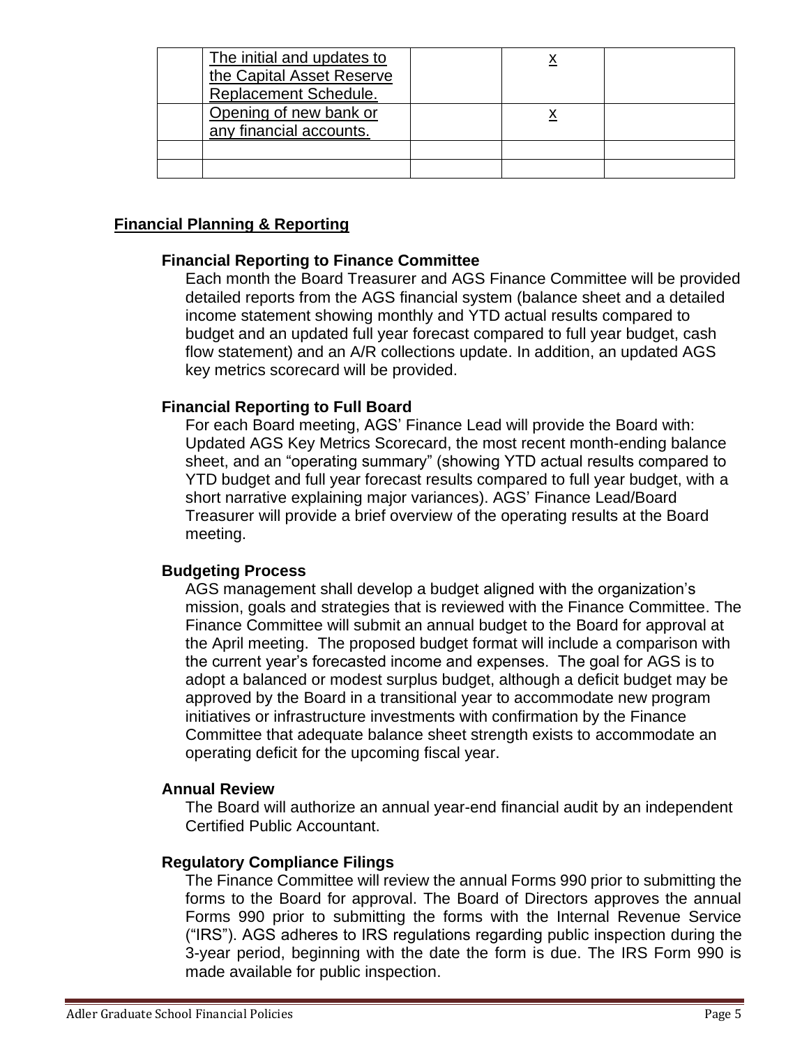|  | The initial and updates to the Capital Asset Reserve Replacement Schedule. |  | x |  |
|---|---|---|---|---|
|  | Opening of new bank or any financial accounts. |  | x |  |
|  |  |  |  |  |
|  |  |  |  |  |

## Financial Planning & Reporting

### Financial Reporting to Finance Committee

Each month the Board Treasurer and AGS Finance Committee will be provided detailed reports from the AGS financial system (balance sheet and a detailed income statement showing monthly and YTD actual results compared to budget and an updated full year forecast compared to full year budget, cash flow statement) and an A/R collections update. In addition, an updated AGS key metrics scorecard will be provided.

### Financial Reporting to Full Board

For each Board meeting, AGS' Finance Lead will provide the Board with: Updated AGS Key Metrics Scorecard, the most recent month-ending balance sheet, and an "operating summary" (showing YTD actual results compared to YTD budget and full year forecast results compared to full year budget, with a short narrative explaining major variances). AGS' Finance Lead/Board Treasurer will provide a brief overview of the operating results at the Board meeting.

### Budgeting Process

AGS management shall develop a budget aligned with the organization's mission, goals and strategies that is reviewed with the Finance Committee. The Finance Committee will submit an annual budget to the Board for approval at the April meeting. The proposed budget format will include a comparison with the current year's forecasted income and expenses. The goal for AGS is to adopt a balanced or modest surplus budget, although a deficit budget may be approved by the Board in a transitional year to accommodate new program initiatives or infrastructure investments with confirmation by the Finance Committee that adequate balance sheet strength exists to accommodate an operating deficit for the upcoming fiscal year.

### Annual Review

The Board will authorize an annual year-end financial audit by an independent Certified Public Accountant.

### Regulatory Compliance Filings

The Finance Committee will review the annual Forms 990 prior to submitting the forms to the Board for approval. The Board of Directors approves the annual Forms 990 prior to submitting the forms with the Internal Revenue Service ("IRS"). AGS adheres to IRS regulations regarding public inspection during the 3-year period, beginning with the date the form is due. The IRS Form 990 is made available for public inspection.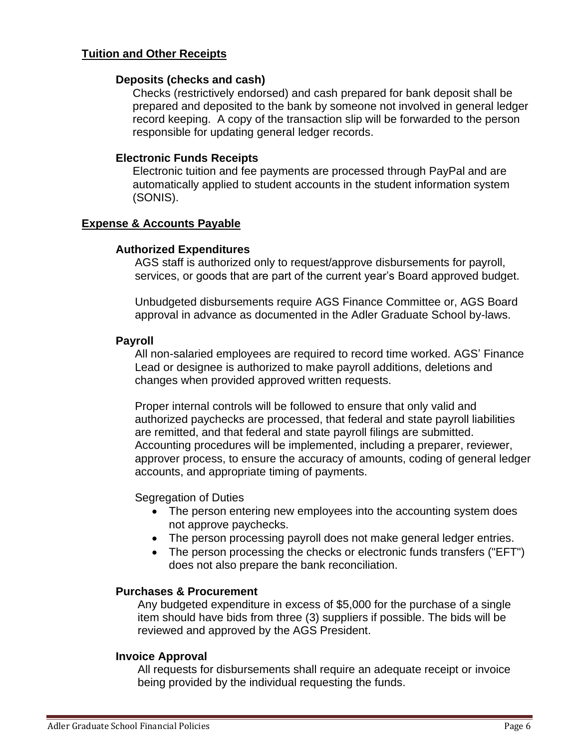## Tuition and Other Receipts

### Deposits (checks and cash)

Checks (restrictively endorsed) and cash prepared for bank deposit shall be prepared and deposited to the bank by someone not involved in general ledger record keeping. A copy of the transaction slip will be forwarded to the person responsible for updating general ledger records.

### Electronic Funds Receipts

Electronic tuition and fee payments are processed through PayPal and are automatically applied to student accounts in the student information system (SONIS).

## Expense & Accounts Payable

### Authorized Expenditures

AGS staff is authorized only to request/approve disbursements for payroll, services, or goods that are part of the current year's Board approved budget.

Unbudgeted disbursements require AGS Finance Committee or, AGS Board approval in advance as documented in the Adler Graduate School by-laws.

### Payroll

All non-salaried employees are required to record time worked. AGS' Finance Lead or designee is authorized to make payroll additions, deletions and changes when provided approved written requests.

Proper internal controls will be followed to ensure that only valid and authorized paychecks are processed, that federal and state payroll liabilities are remitted, and that federal and state payroll filings are submitted. Accounting procedures will be implemented, including a preparer, reviewer, approver process, to ensure the accuracy of amounts, coding of general ledger accounts, and appropriate timing of payments.

Segregation of Duties

- The person entering new employees into the accounting system does not approve paychecks.
- The person processing payroll does not make general ledger entries.
- The person processing the checks or electronic funds transfers ("EFT") does not also prepare the bank reconciliation.

### Purchases & Procurement

Any budgeted expenditure in excess of $5,000 for the purchase of a single item should have bids from three (3) suppliers if possible. The bids will be reviewed and approved by the AGS President.

### Invoice Approval

All requests for disbursements shall require an adequate receipt or invoice being provided by the individual requesting the funds.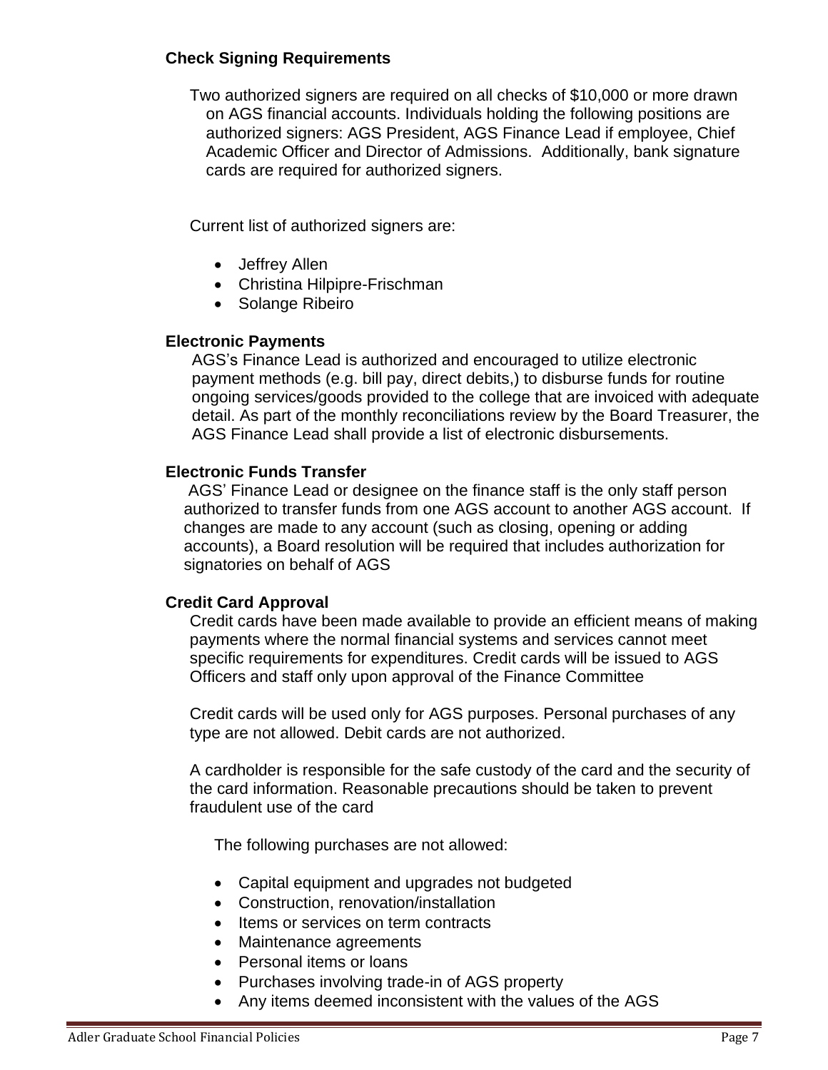### Check Signing Requirements

Two authorized signers are required on all checks of $10,000 or more drawn on AGS financial accounts. Individuals holding the following positions are authorized signers: AGS President, AGS Finance Lead if employee, Chief Academic Officer and Director of Admissions. Additionally, bank signature cards are required for authorized signers.

Current list of authorized signers are:

- Jeffrey Allen
- Christina Hilpipre-Frischman
- Solange Ribeiro

### Electronic Payments

AGS's Finance Lead is authorized and encouraged to utilize electronic payment methods (e.g. bill pay, direct debits,) to disburse funds for routine ongoing services/goods provided to the college that are invoiced with adequate detail. As part of the monthly reconciliations review by the Board Treasurer, the AGS Finance Lead shall provide a list of electronic disbursements.

### Electronic Funds Transfer

AGS' Finance Lead or designee on the finance staff is the only staff person authorized to transfer funds from one AGS account to another AGS account. If changes are made to any account (such as closing, opening or adding accounts), a Board resolution will be required that includes authorization for signatories on behalf of AGS

### Credit Card Approval

Credit cards have been made available to provide an efficient means of making payments where the normal financial systems and services cannot meet specific requirements for expenditures. Credit cards will be issued to AGS Officers and staff only upon approval of the Finance Committee

Credit cards will be used only for AGS purposes. Personal purchases of any type are not allowed. Debit cards are not authorized.

A cardholder is responsible for the safe custody of the card and the security of the card information. Reasonable precautions should be taken to prevent fraudulent use of the card

The following purchases are not allowed:

- Capital equipment and upgrades not budgeted
- Construction, renovation/installation
- Items or services on term contracts
- Maintenance agreements
- Personal items or loans
- Purchases involving trade-in of AGS property
- Any items deemed inconsistent with the values of the AGS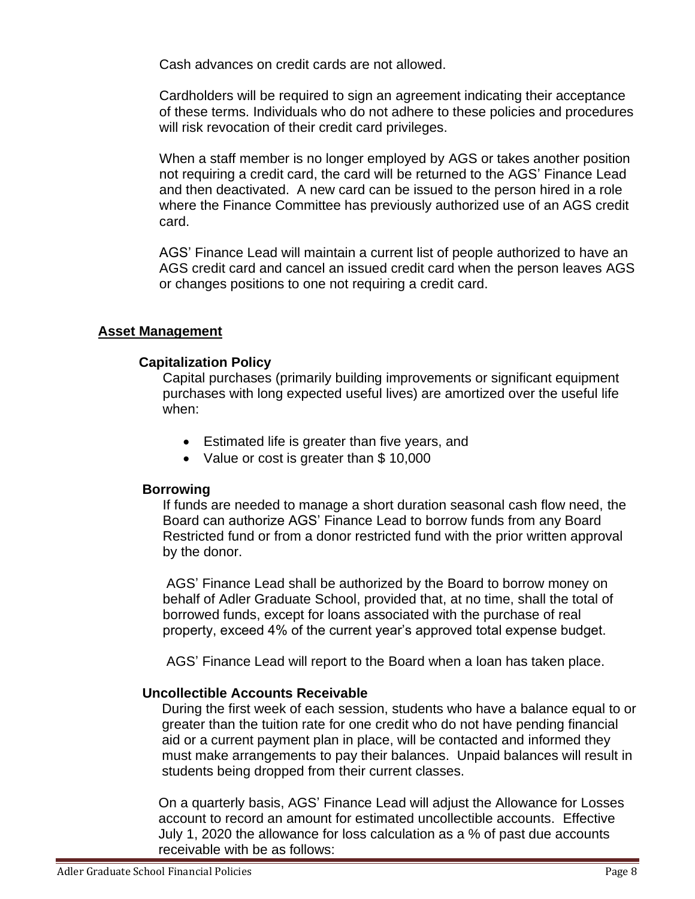Cash advances on credit cards are not allowed.

Cardholders will be required to sign an agreement indicating their acceptance of these terms. Individuals who do not adhere to these policies and procedures will risk revocation of their credit card privileges.

When a staff member is no longer employed by AGS or takes another position not requiring a credit card, the card will be returned to the AGS' Finance Lead and then deactivated. A new card can be issued to the person hired in a role where the Finance Committee has previously authorized use of an AGS credit card.

AGS' Finance Lead will maintain a current list of people authorized to have an AGS credit card and cancel an issued credit card when the person leaves AGS or changes positions to one not requiring a credit card.

## Asset Management

### Capitalization Policy

Capital purchases (primarily building improvements or significant equipment purchases with long expected useful lives) are amortized over the useful life when:

- Estimated life is greater than five years, and
- Value or cost is greater than $ 10,000

### Borrowing

If funds are needed to manage a short duration seasonal cash flow need, the Board can authorize AGS' Finance Lead to borrow funds from any Board Restricted fund or from a donor restricted fund with the prior written approval by the donor.

AGS' Finance Lead shall be authorized by the Board to borrow money on behalf of Adler Graduate School, provided that, at no time, shall the total of borrowed funds, except for loans associated with the purchase of real property, exceed 4% of the current year's approved total expense budget.

AGS' Finance Lead will report to the Board when a loan has taken place.

### Uncollectible Accounts Receivable

During the first week of each session, students who have a balance equal to or greater than the tuition rate for one credit who do not have pending financial aid or a current payment plan in place, will be contacted and informed they must make arrangements to pay their balances. Unpaid balances will result in students being dropped from their current classes.

On a quarterly basis, AGS' Finance Lead will adjust the Allowance for Losses account to record an amount for estimated uncollectible accounts. Effective July 1, 2020 the allowance for loss calculation as a % of past due accounts receivable with be as follows: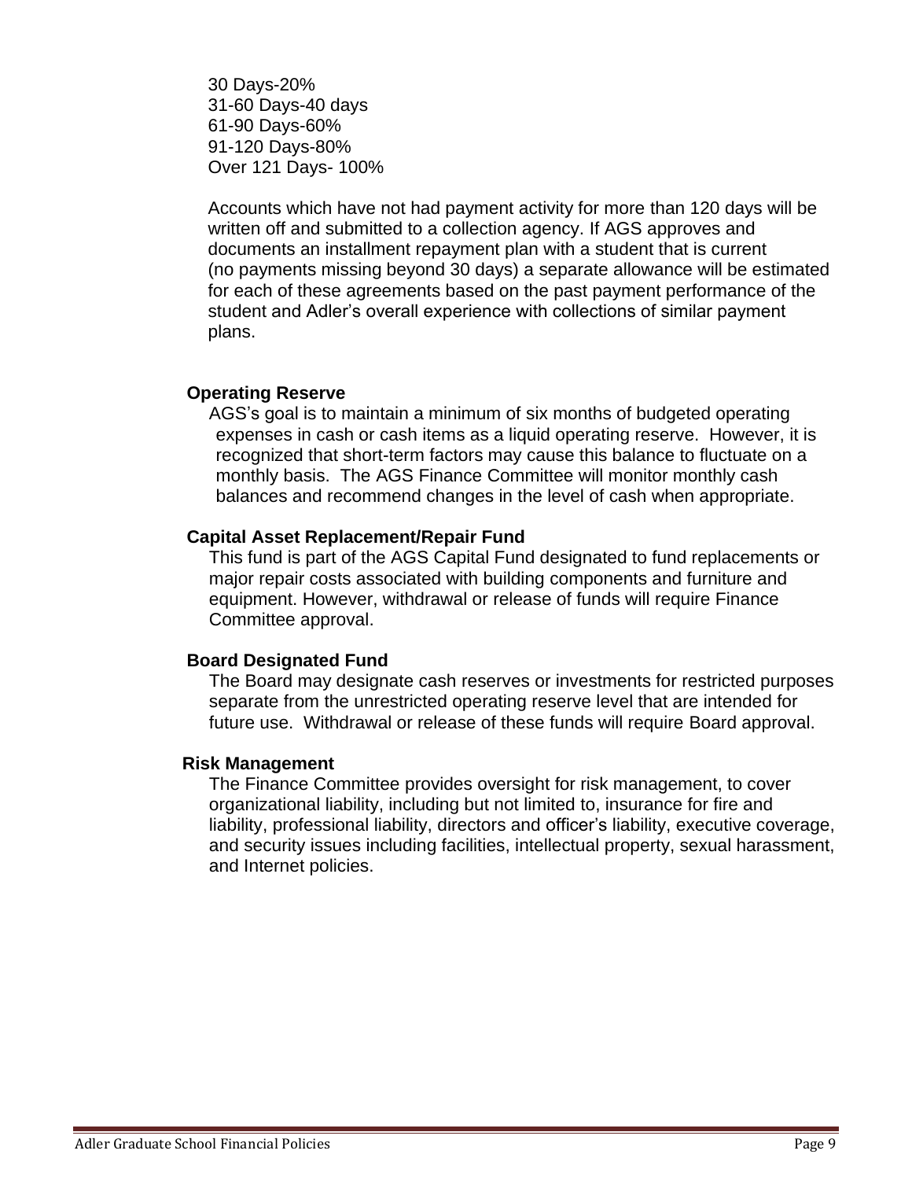30 Days-20%
31-60 Days-40 days
61-90 Days-60%
91-120 Days-80%
Over 121 Days- 100%

Accounts which have not had payment activity for more than 120 days will be written off and submitted to a collection agency. If AGS approves and documents an installment repayment plan with a student that is current (no payments missing beyond 30 days) a separate allowance will be estimated for each of these agreements based on the past payment performance of the student and Adler's overall experience with collections of similar payment plans.

**Operating Reserve**

AGS's goal is to maintain a minimum of six months of budgeted operating expenses in cash or cash items as a liquid operating reserve. However, it is recognized that short-term factors may cause this balance to fluctuate on a monthly basis. The AGS Finance Committee will monitor monthly cash balances and recommend changes in the level of cash when appropriate.

**Capital Asset Replacement/Repair Fund**

This fund is part of the AGS Capital Fund designated to fund replacements or major repair costs associated with building components and furniture and equipment. However, withdrawal or release of funds will require Finance Committee approval.

**Board Designated Fund**

The Board may designate cash reserves or investments for restricted purposes separate from the unrestricted operating reserve level that are intended for future use. Withdrawal or release of these funds will require Board approval.

**Risk Management**

The Finance Committee provides oversight for risk management, to cover organizational liability, including but not limited to, insurance for fire and liability, professional liability, directors and officer's liability, executive coverage, and security issues including facilities, intellectual property, sexual harassment, and Internet policies.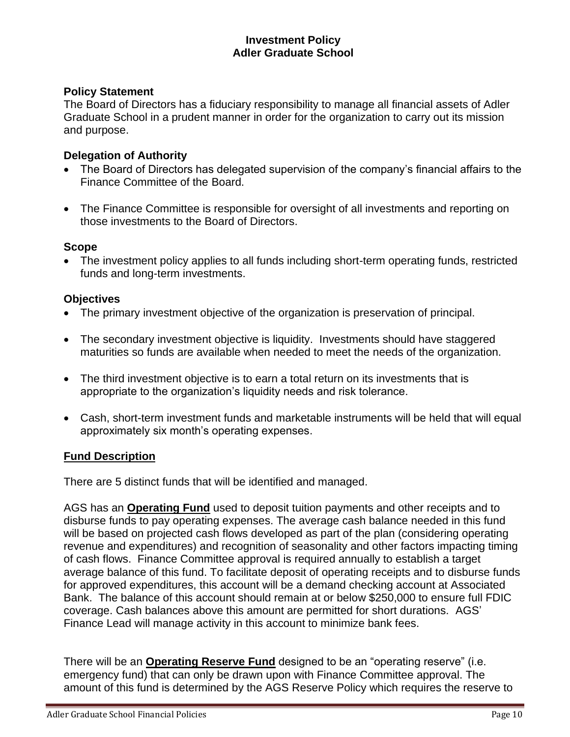# Investment Policy
# Adler Graduate School

### Policy Statement

The Board of Directors has a fiduciary responsibility to manage all financial assets of Adler Graduate School in a prudent manner in order for the organization to carry out its mission and purpose.

### Delegation of Authority

- The Board of Directors has delegated supervision of the company's financial affairs to the Finance Committee of the Board.
- The Finance Committee is responsible for oversight of all investments and reporting on those investments to the Board of Directors.

### Scope

- The investment policy applies to all funds including short-term operating funds, restricted funds and long-term investments.

### Objectives

- The primary investment objective of the organization is preservation of principal.
- The secondary investment objective is liquidity. Investments should have staggered maturities so funds are available when needed to meet the needs of the organization.
- The third investment objective is to earn a total return on its investments that is appropriate to the organization's liquidity needs and risk tolerance.
- Cash, short-term investment funds and marketable instruments will be held that will equal approximately six month's operating expenses.

### Fund Description

There are 5 distinct funds that will be identified and managed.

AGS has an **Operating Fund** used to deposit tuition payments and other receipts and to disburse funds to pay operating expenses. The average cash balance needed in this fund will be based on projected cash flows developed as part of the plan (considering operating revenue and expenditures) and recognition of seasonality and other factors impacting timing of cash flows. Finance Committee approval is required annually to establish a target average balance of this fund. To facilitate deposit of operating receipts and to disburse funds for approved expenditures, this account will be a demand checking account at Associated Bank. The balance of this account should remain at or below $250,000 to ensure full FDIC coverage. Cash balances above this amount are permitted for short durations. AGS' Finance Lead will manage activity in this account to minimize bank fees.

There will be an **Operating Reserve Fund** designed to be an "operating reserve" (i.e. emergency fund) that can only be drawn upon with Finance Committee approval. The amount of this fund is determined by the AGS Reserve Policy which requires the reserve to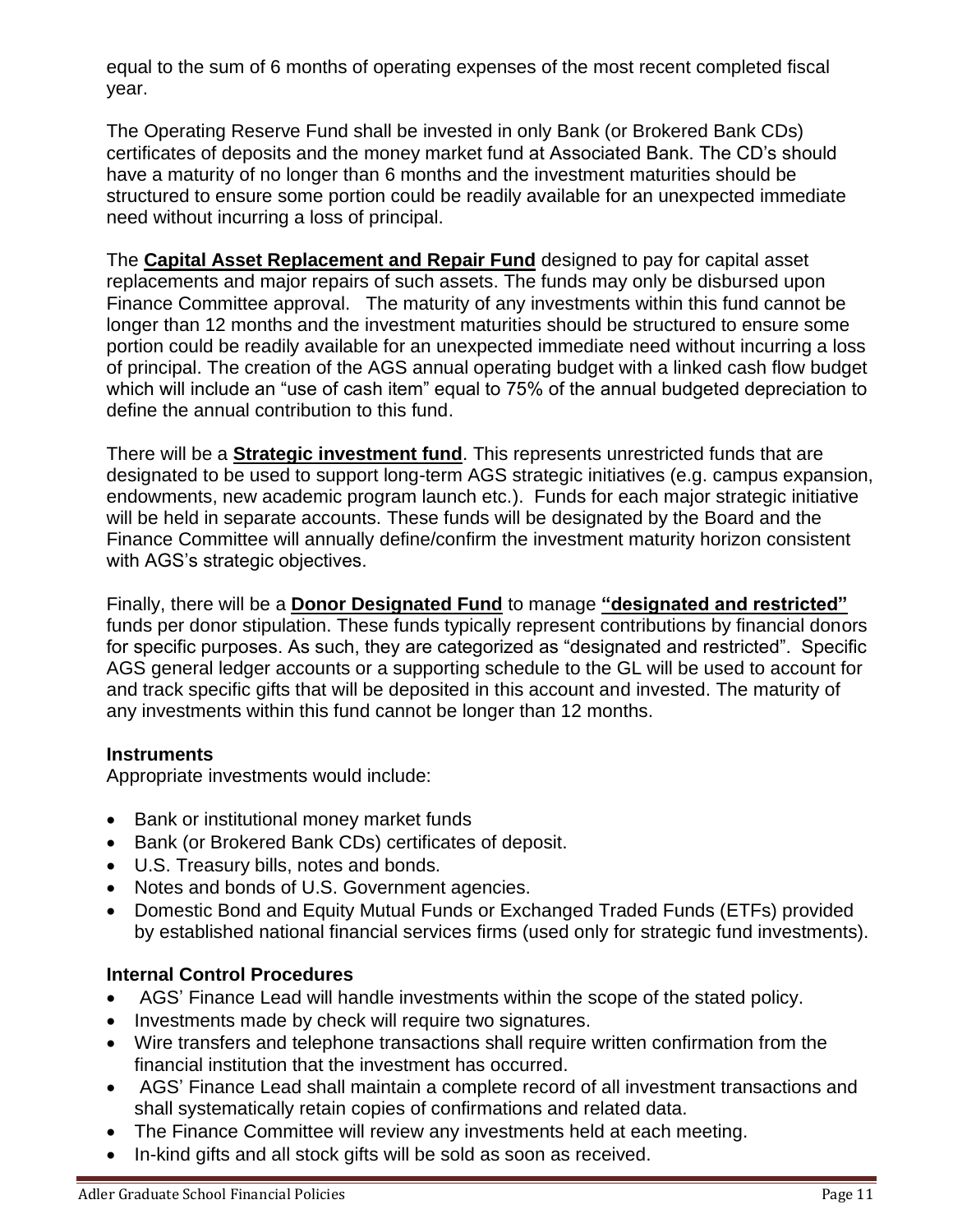equal to the sum of 6 months of operating expenses of the most recent completed fiscal year.

The Operating Reserve Fund shall be invested in only Bank (or Brokered Bank CDs) certificates of deposits and the money market fund at Associated Bank. The CD's should have a maturity of no longer than 6 months and the investment maturities should be structured to ensure some portion could be readily available for an unexpected immediate need without incurring a loss of principal.

The **Capital Asset Replacement and Repair Fund** designed to pay for capital asset replacements and major repairs of such assets. The funds may only be disbursed upon Finance Committee approval. The maturity of any investments within this fund cannot be longer than 12 months and the investment maturities should be structured to ensure some portion could be readily available for an unexpected immediate need without incurring a loss of principal. The creation of the AGS annual operating budget with a linked cash flow budget which will include an "use of cash item" equal to 75% of the annual budgeted depreciation to define the annual contribution to this fund.

There will be a **Strategic investment fund**. This represents unrestricted funds that are designated to be used to support long-term AGS strategic initiatives (e.g. campus expansion, endowments, new academic program launch etc.). Funds for each major strategic initiative will be held in separate accounts. These funds will be designated by the Board and the Finance Committee will annually define/confirm the investment maturity horizon consistent with AGS's strategic objectives.

Finally, there will be a **Donor Designated Fund** to manage **"designated and restricted"** funds per donor stipulation. These funds typically represent contributions by financial donors for specific purposes. As such, they are categorized as "designated and restricted". Specific AGS general ledger accounts or a supporting schedule to the GL will be used to account for and track specific gifts that will be deposited in this account and invested. The maturity of any investments within this fund cannot be longer than 12 months.

### Instruments

Appropriate investments would include:

- Bank or institutional money market funds
- Bank (or Brokered Bank CDs) certificates of deposit.
- U.S. Treasury bills, notes and bonds.
- Notes and bonds of U.S. Government agencies.
- Domestic Bond and Equity Mutual Funds or Exchanged Traded Funds (ETFs) provided by established national financial services firms (used only for strategic fund investments).

### Internal Control Procedures

- AGS' Finance Lead will handle investments within the scope of the stated policy.
- Investments made by check will require two signatures.
- Wire transfers and telephone transactions shall require written confirmation from the financial institution that the investment has occurred.
- AGS' Finance Lead shall maintain a complete record of all investment transactions and shall systematically retain copies of confirmations and related data.
- The Finance Committee will review any investments held at each meeting.
- In-kind gifts and all stock gifts will be sold as soon as received.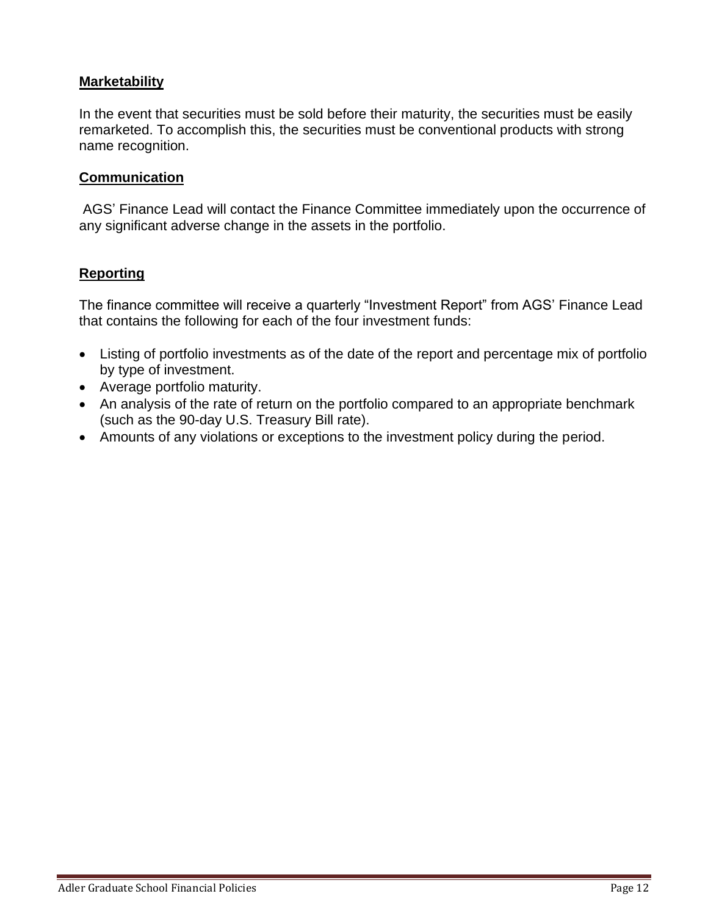**Marketability**

In the event that securities must be sold before their maturity, the securities must be easily remarketed. To accomplish this, the securities must be conventional products with strong name recognition.

**Communication**

AGS' Finance Lead will contact the Finance Committee immediately upon the occurrence of any significant adverse change in the assets in the portfolio.

**Reporting**

The finance committee will receive a quarterly "Investment Report" from AGS' Finance Lead that contains the following for each of the four investment funds:

- Listing of portfolio investments as of the date of the report and percentage mix of portfolio by type of investment.
- Average portfolio maturity.
- An analysis of the rate of return on the portfolio compared to an appropriate benchmark (such as the 90-day U.S. Treasury Bill rate).
- Amounts of any violations or exceptions to the investment policy during the period.